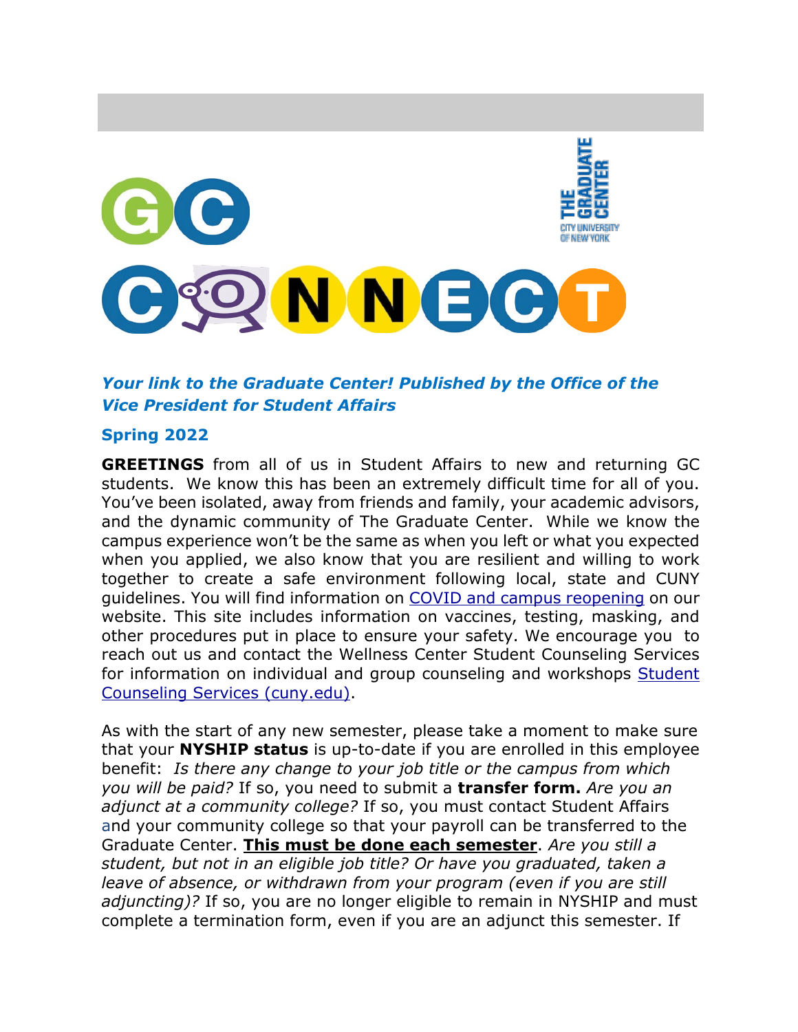# GC CONNECT

***Your link to the Graduate Center! Published by the Office of the Vice President for Student Affairs***

## Spring 2022

**GREETINGS** from all of us in Student Affairs to new and returning GC students. We know this has been an extremely difficult time for all of you. You've been isolated, away from friends and family, your academic advisors, and the dynamic community of The Graduate Center. While we know the campus experience won't be the same as when you left or what you expected when you applied, we also know that you are resilient and willing to work together to create a safe environment following local, state and CUNY guidelines. You will find information on COVID and campus reopening on our website. This site includes information on vaccines, testing, masking, and other procedures put in place to ensure your safety. We encourage you to reach out us and contact the Wellness Center Student Counseling Services for information on individual and group counseling and workshops Student Counseling Services (cuny.edu).

As with the start of any new semester, please take a moment to make sure that your **NYSHIP status** is up-to-date if you are enrolled in this employee benefit: *Is there any change to your job title or the campus from which you will be paid?* If so, you need to submit a **transfer form.** *Are you an adjunct at a community college?* If so, you must contact Student Affairs and your community college so that your payroll can be transferred to the Graduate Center. **This must be done each semester**. *Are you still a student, but not in an eligible job title? Or have you graduated, taken a leave of absence, or withdrawn from your program (even if you are still adjuncting)?* If so, you are no longer eligible to remain in NYSHIP and must complete a termination form, even if you are an adjunct this semester. If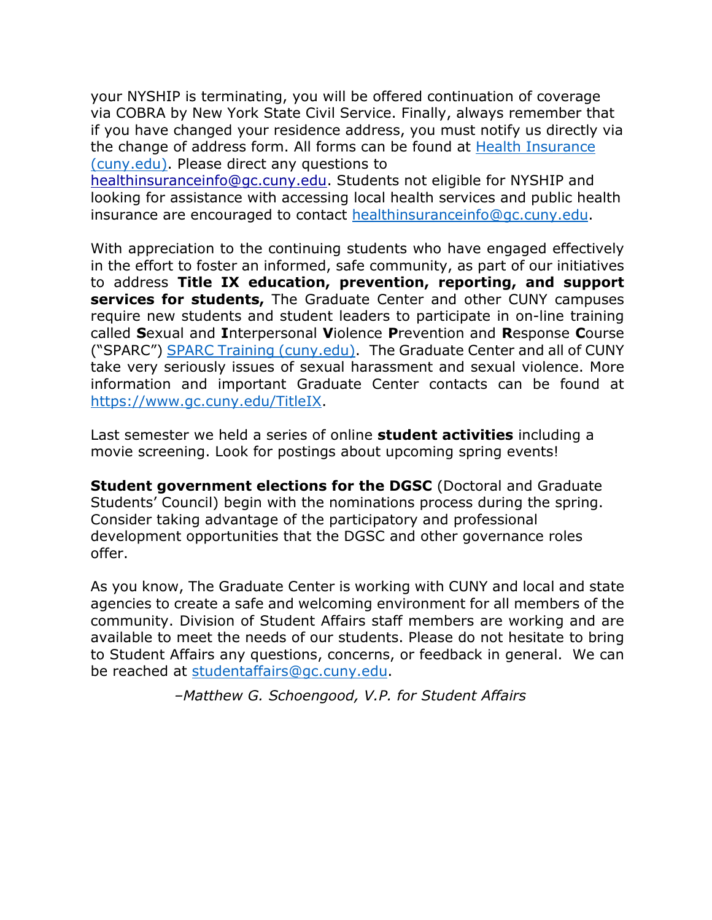your NYSHIP is terminating, you will be offered continuation of coverage via COBRA by New York State Civil Service. Finally, always remember that if you have changed your residence address, you must notify us directly via the change of address form. All forms can be found at [Health Insurance (cuny.edu)](). Please direct any questions to healthinsuranceinfo@gc.cuny.edu. Students not eligible for NYSHIP and looking for assistance with accessing local health services and public health insurance are encouraged to contact healthinsuranceinfo@gc.cuny.edu.

With appreciation to the continuing students who have engaged effectively in the effort to foster an informed, safe community, as part of our initiatives to address **Title IX education, prevention, reporting, and support services for students,** The Graduate Center and other CUNY campuses require new students and student leaders to participate in on-line training called **S**exual and **I**nterpersonal **V**iolence **P**revention and **R**esponse **C**ourse ("SPARC") [SPARC Training (cuny.edu)](). The Graduate Center and all of CUNY take very seriously issues of sexual harassment and sexual violence. More information and important Graduate Center contacts can be found at https://www.gc.cuny.edu/TitleIX.

Last semester we held a series of online **student activities** including a movie screening. Look for postings about upcoming spring events!

**Student government elections for the DGSC** (Doctoral and Graduate Students' Council) begin with the nominations process during the spring. Consider taking advantage of the participatory and professional development opportunities that the DGSC and other governance roles offer.

As you know, The Graduate Center is working with CUNY and local and state agencies to create a safe and welcoming environment for all members of the community. Division of Student Affairs staff members are working and are available to meet the needs of our students. Please do not hesitate to bring to Student Affairs any questions, concerns, or feedback in general. We can be reached at studentaffairs@gc.cuny.edu.

*–Matthew G. Schoengood, V.P. for Student Affairs*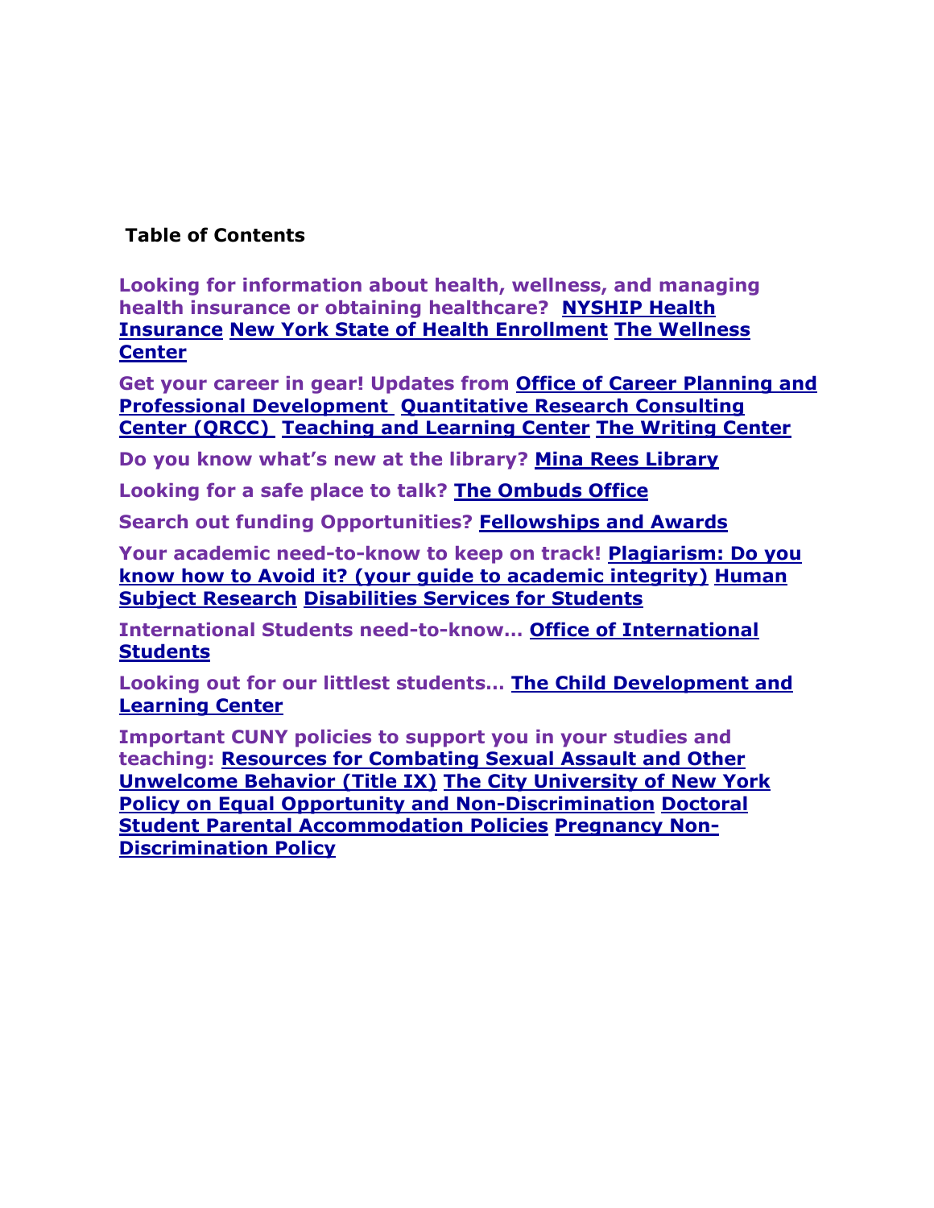## Table of Contents

**Looking for information about health, wellness, and managing health insurance or obtaining healthcare?** **NYSHIP Health Insurance** **New York State of Health Enrollment** **The Wellness Center**

**Get your career in gear! Updates from** **Office of Career Planning and Professional Development** **Quantitative Research Consulting Center (QRCC)** **Teaching and Learning Center** **The Writing Center**

**Do you know what's new at the library?** **Mina Rees Library**

**Looking for a safe place to talk?** **The Ombuds Office**

**Search out funding Opportunities?** **Fellowships and Awards**

**Your academic need-to-know to keep on track!** **Plagiarism: Do you know how to Avoid it? (your guide to academic integrity)** **Human Subject Research** **Disabilities Services for Students**

**International Students need-to-know…** **Office of International Students**

**Looking out for our littlest students…** **The Child Development and Learning Center**

**Important CUNY policies to support you in your studies and teaching:** **Resources for Combating Sexual Assault and Other Unwelcome Behavior (Title IX)** **The City University of New York Policy on Equal Opportunity and Non-Discrimination** **Doctoral Student Parental Accommodation Policies** **Pregnancy Non-Discrimination Policy**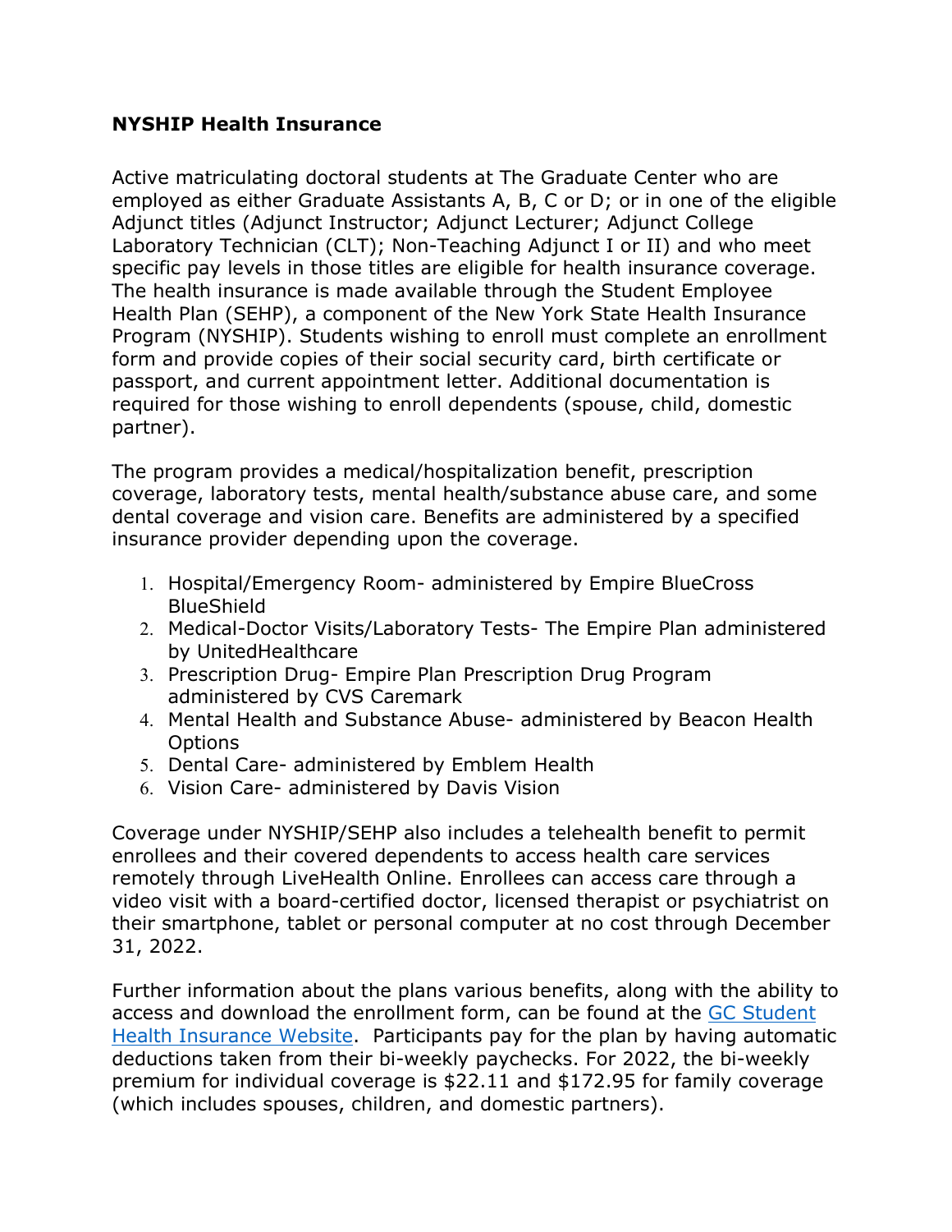**NYSHIP Health Insurance**

Active matriculating doctoral students at The Graduate Center who are employed as either Graduate Assistants A, B, C or D; or in one of the eligible Adjunct titles (Adjunct Instructor; Adjunct Lecturer; Adjunct College Laboratory Technician (CLT); Non-Teaching Adjunct I or II) and who meet specific pay levels in those titles are eligible for health insurance coverage. The health insurance is made available through the Student Employee Health Plan (SEHP), a component of the New York State Health Insurance Program (NYSHIP). Students wishing to enroll must complete an enrollment form and provide copies of their social security card, birth certificate or passport, and current appointment letter. Additional documentation is required for those wishing to enroll dependents (spouse, child, domestic partner).

The program provides a medical/hospitalization benefit, prescription coverage, laboratory tests, mental health/substance abuse care, and some dental coverage and vision care. Benefits are administered by a specified insurance provider depending upon the coverage.

1. Hospital/Emergency Room- administered by Empire BlueCross BlueShield
2. Medical-Doctor Visits/Laboratory Tests- The Empire Plan administered by UnitedHealthcare
3. Prescription Drug- Empire Plan Prescription Drug Program administered by CVS Caremark
4. Mental Health and Substance Abuse- administered by Beacon Health Options
5. Dental Care- administered by Emblem Health
6. Vision Care- administered by Davis Vision

Coverage under NYSHIP/SEHP also includes a telehealth benefit to permit enrollees and their covered dependents to access health care services remotely through LiveHealth Online. Enrollees can access care through a video visit with a board-certified doctor, licensed therapist or psychiatrist on their smartphone, tablet or personal computer at no cost through December 31, 2022.

Further information about the plans various benefits, along with the ability to access and download the enrollment form, can be found at the GC Student Health Insurance Website. Participants pay for the plan by having automatic deductions taken from their bi-weekly paychecks. For 2022, the bi-weekly premium for individual coverage is $22.11 and $172.95 for family coverage (which includes spouses, children, and domestic partners).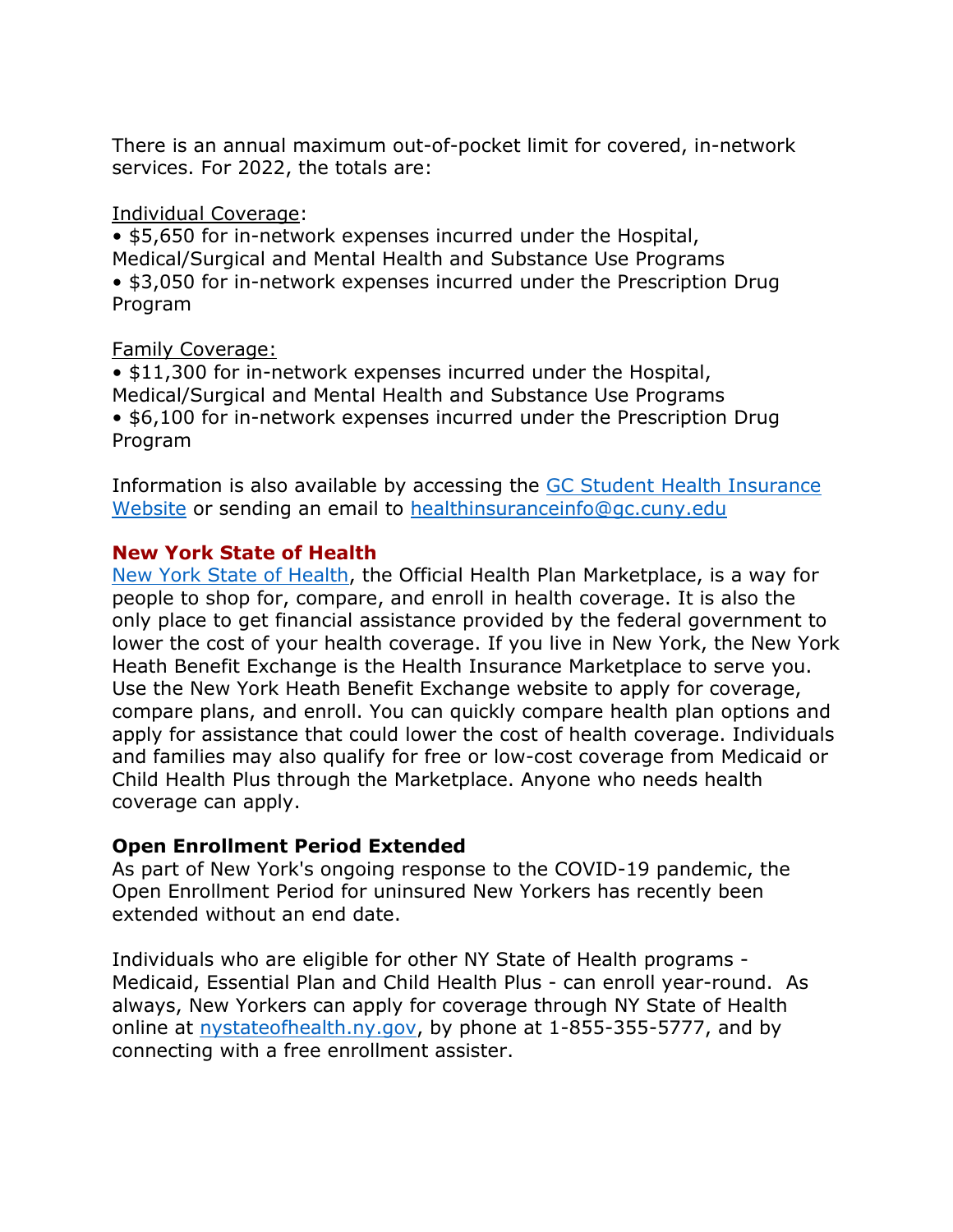There is an annual maximum out-of-pocket limit for covered, in-network services. For 2022, the totals are:

Individual Coverage:

- $5,650 for in-network expenses incurred under the Hospital, Medical/Surgical and Mental Health and Substance Use Programs
- $3,050 for in-network expenses incurred under the Prescription Drug Program

Family Coverage:

- $11,300 for in-network expenses incurred under the Hospital, Medical/Surgical and Mental Health and Substance Use Programs
- $6,100 for in-network expenses incurred under the Prescription Drug Program

Information is also available by accessing the [GC Student Health Insurance Website]() or sending an email to [healthinsuranceinfo@gc.cuny.edu](mailto:healthinsuranceinfo@gc.cuny.edu)

## New York State of Health

[New York State of Health](), the Official Health Plan Marketplace, is a way for people to shop for, compare, and enroll in health coverage. It is also the only place to get financial assistance provided by the federal government to lower the cost of your health coverage. If you live in New York, the New York Heath Benefit Exchange is the Health Insurance Marketplace to serve you. Use the New York Heath Benefit Exchange website to apply for coverage, compare plans, and enroll. You can quickly compare health plan options and apply for assistance that could lower the cost of health coverage. Individuals and families may also qualify for free or low-cost coverage from Medicaid or Child Health Plus through the Marketplace. Anyone who needs health coverage can apply.

**Open Enrollment Period Extended**

As part of New York's ongoing response to the COVID-19 pandemic, the Open Enrollment Period for uninsured New Yorkers has recently been extended without an end date.

Individuals who are eligible for other NY State of Health programs - Medicaid, Essential Plan and Child Health Plus - can enroll year-round. As always, New Yorkers can apply for coverage through NY State of Health online at [nystateofhealth.ny.gov](), by phone at 1-855-355-5777, and by connecting with a free enrollment assister.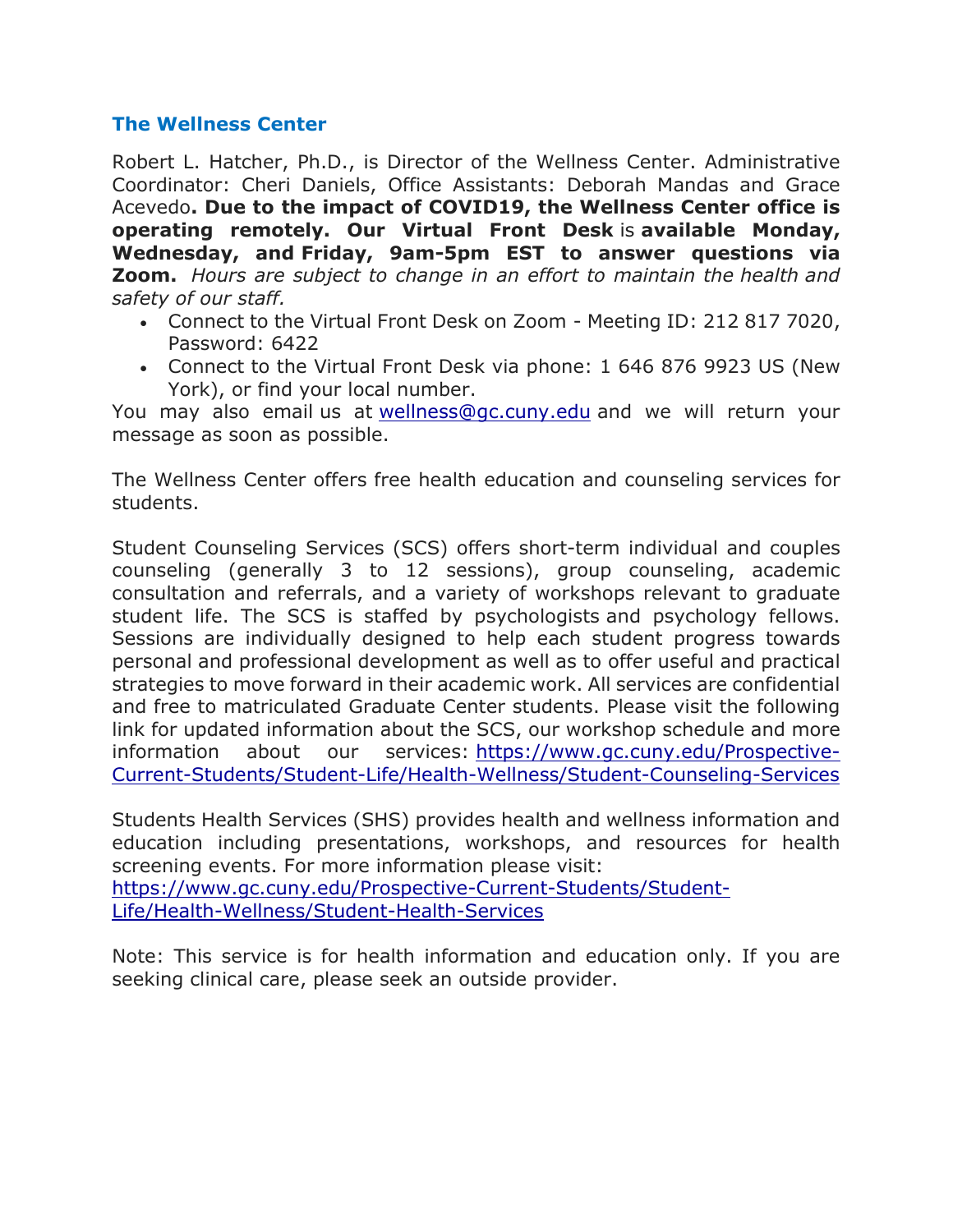## The Wellness Center

Robert L. Hatcher, Ph.D., is Director of the Wellness Center. Administrative Coordinator: Cheri Daniels, Office Assistants: Deborah Mandas and Grace Acevedo**. Due to the impact of COVID19, the Wellness Center office is operating remotely. Our Virtual Front Desk** is **available Monday, Wednesday, and Friday, 9am-5pm EST to answer questions via Zoom.** *Hours are subject to change in an effort to maintain the health and safety of our staff.*

- Connect to the Virtual Front Desk on Zoom - Meeting ID: 212 817 7020, Password: 6422
- Connect to the Virtual Front Desk via phone: 1 646 876 9923 US (New York), or find your local number.

You may also email us at [wellness@gc.cuny.edu](mailto:wellness@gc.cuny.edu) and we will return your message as soon as possible.

The Wellness Center offers free health education and counseling services for students.

Student Counseling Services (SCS) offers short-term individual and couples counseling (generally 3 to 12 sessions), group counseling, academic consultation and referrals, and a variety of workshops relevant to graduate student life. The SCS is staffed by psychologists and psychology fellows. Sessions are individually designed to help each student progress towards personal and professional development as well as to offer useful and practical strategies to move forward in their academic work. All services are confidential and free to matriculated Graduate Center students. Please visit the following link for updated information about the SCS, our workshop schedule and more information about our services: [https://www.gc.cuny.edu/Prospective-Current-Students/Student-Life/Health-Wellness/Student-Counseling-Services](https://www.gc.cuny.edu/Prospective-Current-Students/Student-Life/Health-Wellness/Student-Counseling-Services)

Students Health Services (SHS) provides health and wellness information and education including presentations, workshops, and resources for health screening events. For more information please visit: [https://www.gc.cuny.edu/Prospective-Current-Students/Student-Life/Health-Wellness/Student-Health-Services](https://www.gc.cuny.edu/Prospective-Current-Students/Student-Life/Health-Wellness/Student-Health-Services)

Note: This service is for health information and education only. If you are seeking clinical care, please seek an outside provider.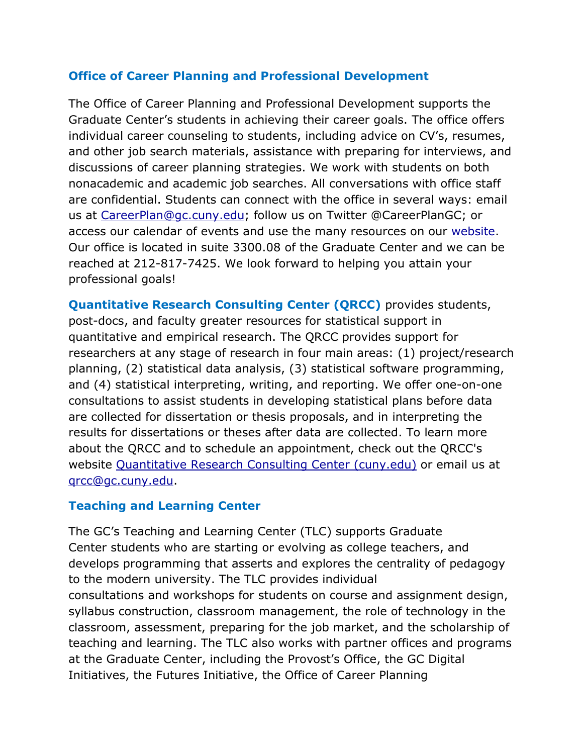### Office of Career Planning and Professional Development

The Office of Career Planning and Professional Development supports the Graduate Center's students in achieving their career goals. The office offers individual career counseling to students, including advice on CV's, resumes, and other job search materials, assistance with preparing for interviews, and discussions of career planning strategies. We work with students on both nonacademic and academic job searches. All conversations with office staff are confidential. Students can connect with the office in several ways: email us at [CareerPlan@gc.cuny.edu](mailto:CareerPlan@gc.cuny.edu); follow us on Twitter @CareerPlanGC; or access our calendar of events and use the many resources on our website. Our office is located in suite 3300.08 of the Graduate Center and we can be reached at 212-817-7425. We look forward to helping you attain your professional goals!

**Quantitative Research Consulting Center (QRCC)** provides students, post-docs, and faculty greater resources for statistical support in quantitative and empirical research. The QRCC provides support for researchers at any stage of research in four main areas: (1) project/research planning, (2) statistical data analysis, (3) statistical software programming, and (4) statistical interpreting, writing, and reporting. We offer one-on-one consultations to assist students in developing statistical plans before data are collected for dissertation or thesis proposals, and in interpreting the results for dissertations or theses after data are collected. To learn more about the QRCC and to schedule an appointment, check out the QRCC's website Quantitative Research Consulting Center (cuny.edu) or email us at [qrcc@gc.cuny.edu](mailto:qrcc@gc.cuny.edu).

### Teaching and Learning Center

The GC's Teaching and Learning Center (TLC) supports Graduate Center students who are starting or evolving as college teachers, and develops programming that asserts and explores the centrality of pedagogy to the modern university. The TLC provides individual consultations and workshops for students on course and assignment design, syllabus construction, classroom management, the role of technology in the classroom, assessment, preparing for the job market, and the scholarship of teaching and learning. The TLC also works with partner offices and programs at the Graduate Center, including the Provost's Office, the GC Digital Initiatives, the Futures Initiative, the Office of Career Planning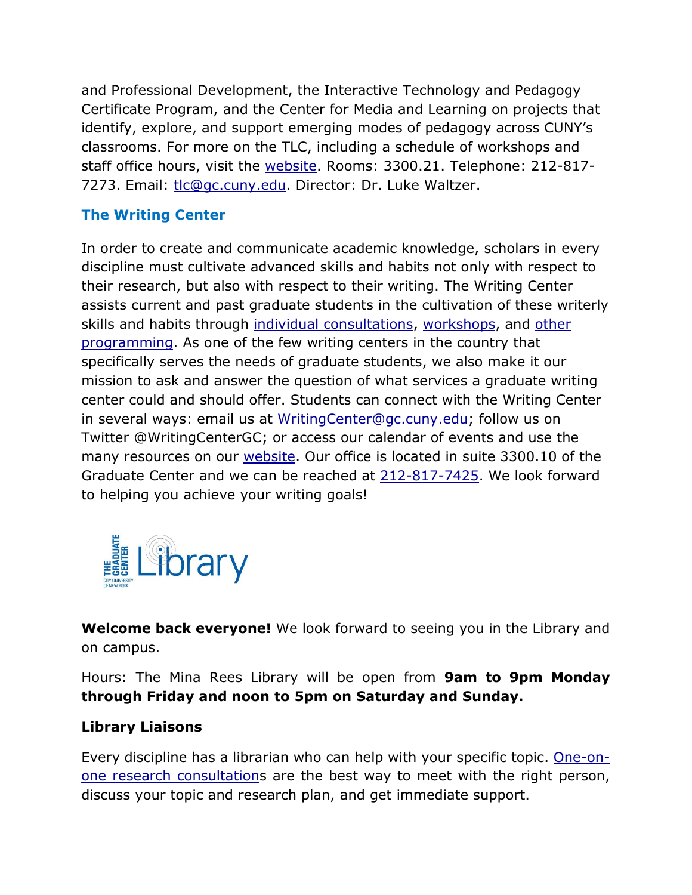and Professional Development, the Interactive Technology and Pedagogy Certificate Program, and the Center for Media and Learning on projects that identify, explore, and support emerging modes of pedagogy across CUNY's classrooms. For more on the TLC, including a schedule of workshops and staff office hours, visit the website. Rooms: 3300.21. Telephone: 212-817-7273. Email: tlc@gc.cuny.edu. Director: Dr. Luke Waltzer.

### The Writing Center

In order to create and communicate academic knowledge, scholars in every discipline must cultivate advanced skills and habits not only with respect to their research, but also with respect to their writing. The Writing Center assists current and past graduate students in the cultivation of these writerly skills and habits through individual consultations, workshops, and other programming. As one of the few writing centers in the country that specifically serves the needs of graduate students, we also make it our mission to ask and answer the question of what services a graduate writing center could and should offer. Students can connect with the Writing Center in several ways: email us at WritingCenter@gc.cuny.edu; follow us on Twitter @WritingCenterGC; or access our calendar of events and use the many resources on our website. Our office is located in suite 3300.10 of the Graduate Center and we can be reached at 212-817-7425. We look forward to helping you achieve your writing goals!

THE GRADUATE CENTER CITY UNIVERSITY OF NEW YORK Library

**Welcome back everyone!** We look forward to seeing you in the Library and on campus.

Hours: The Mina Rees Library will be open from **9am to 9pm Monday through Friday and noon to 5pm on Saturday and Sunday.**

**Library Liaisons**

Every discipline has a librarian who can help with your specific topic. One-on-one research consultations are the best way to meet with the right person, discuss your topic and research plan, and get immediate support.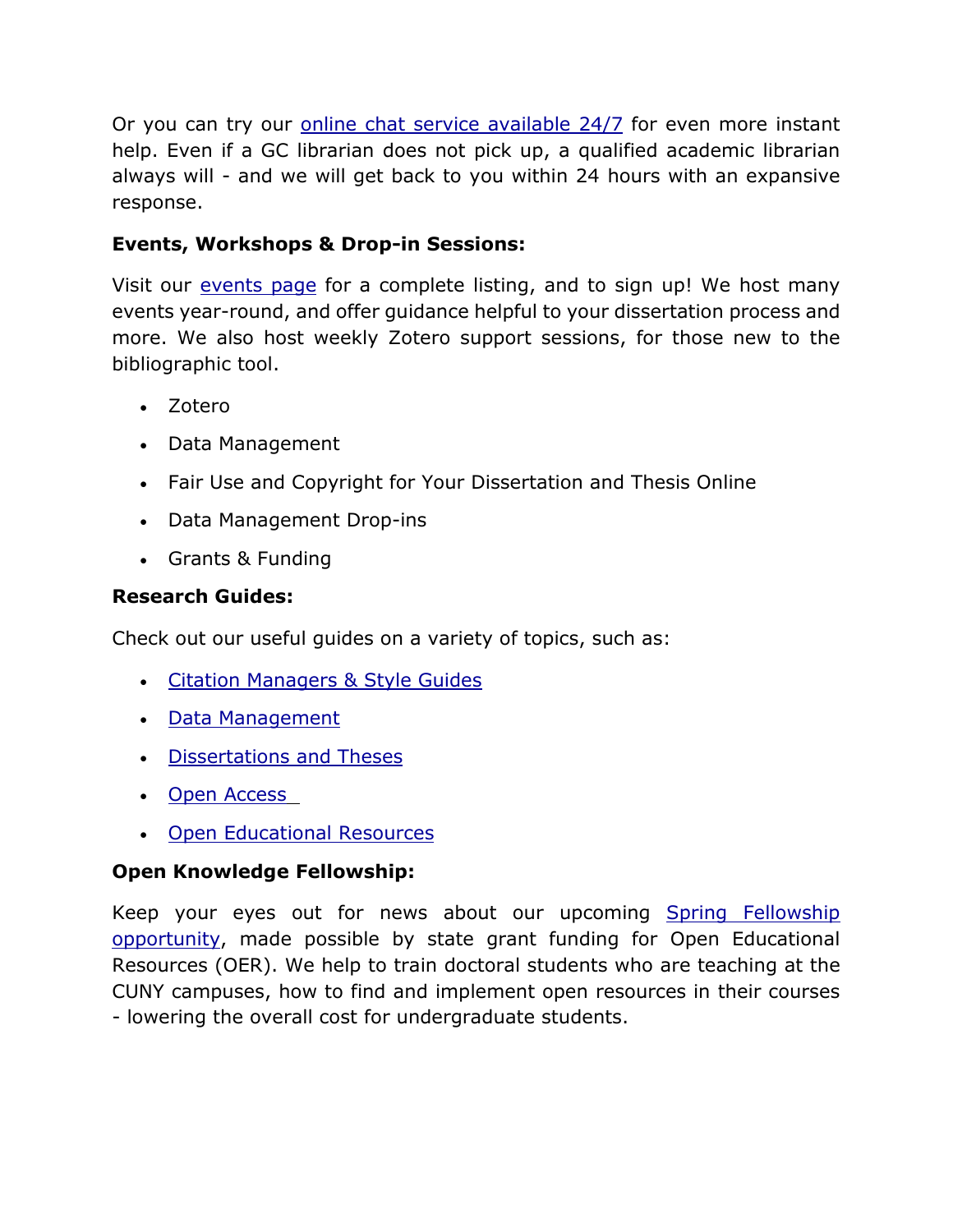Or you can try our online chat service available 24/7 for even more instant help. Even if a GC librarian does not pick up, a qualified academic librarian always will - and we will get back to you within 24 hours with an expansive response.

**Events, Workshops & Drop-in Sessions:**

Visit our events page for a complete listing, and to sign up! We host many events year-round, and offer guidance helpful to your dissertation process and more. We also host weekly Zotero support sessions, for those new to the bibliographic tool.

- Zotero
- Data Management
- Fair Use and Copyright for Your Dissertation and Thesis Online
- Data Management Drop-ins
- Grants & Funding

**Research Guides:**

Check out our useful guides on a variety of topics, such as:

- Citation Managers & Style Guides
- Data Management
- Dissertations and Theses
- Open Access
- Open Educational Resources

**Open Knowledge Fellowship:**

Keep your eyes out for news about our upcoming Spring Fellowship opportunity, made possible by state grant funding for Open Educational Resources (OER). We help to train doctoral students who are teaching at the CUNY campuses, how to find and implement open resources in their courses - lowering the overall cost for undergraduate students.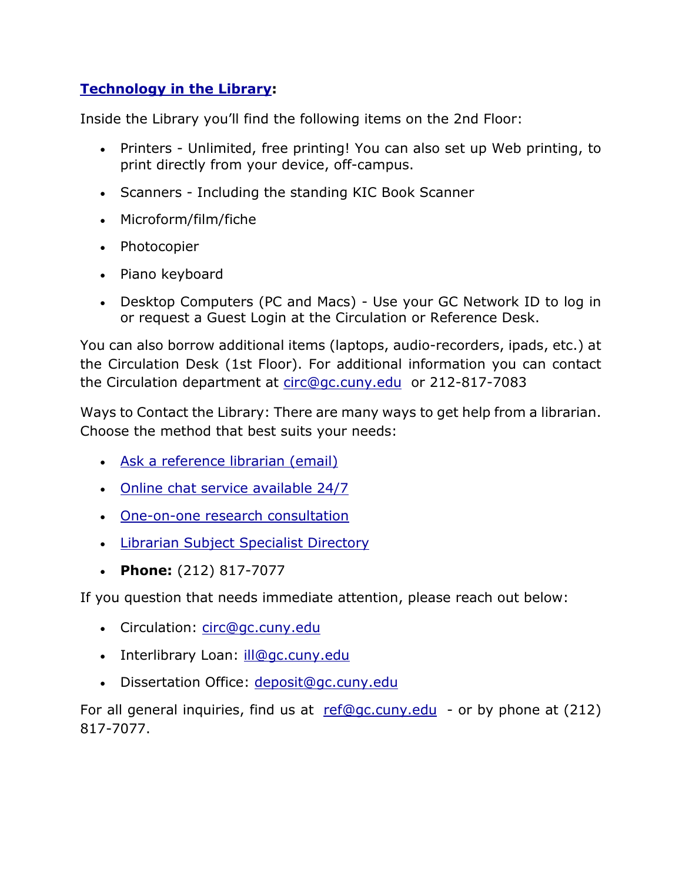**Technology in the Library**:

Inside the Library you'll find the following items on the 2nd Floor:

- Printers - Unlimited, free printing! You can also set up Web printing, to print directly from your device, off-campus.
- Scanners - Including the standing KIC Book Scanner
- Microform/film/fiche
- Photocopier
- Piano keyboard
- Desktop Computers (PC and Macs) - Use your GC Network ID to log in or request a Guest Login at the Circulation or Reference Desk.

You can also borrow additional items (laptops, audio-recorders, ipads, etc.) at the Circulation Desk (1st Floor). For additional information you can contact the Circulation department at circ@gc.cuny.edu or 212-817-7083

Ways to Contact the Library: There are many ways to get help from a librarian. Choose the method that best suits your needs:

- Ask a reference librarian (email)
- Online chat service available 24/7
- One-on-one research consultation
- Librarian Subject Specialist Directory
- **Phone:** (212) 817-7077

If you question that needs immediate attention, please reach out below:

- Circulation: circ@gc.cuny.edu
- Interlibrary Loan: ill@gc.cuny.edu
- Dissertation Office: deposit@gc.cuny.edu

For all general inquiries, find us at ref@gc.cuny.edu - or by phone at (212) 817-7077.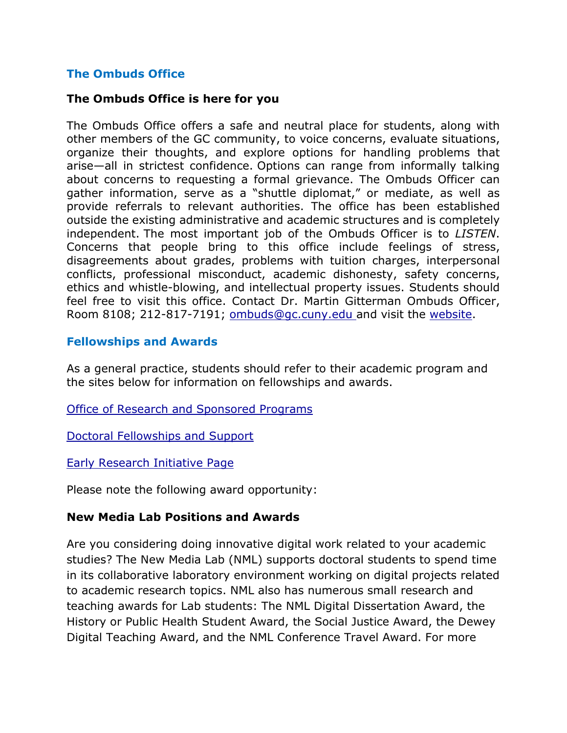## The Ombuds Office

### The Ombuds Office is here for you

The Ombuds Office offers a safe and neutral place for students, along with other members of the GC community, to voice concerns, evaluate situations, organize their thoughts, and explore options for handling problems that arise—all in strictest confidence. Options can range from informally talking about concerns to requesting a formal grievance. The Ombuds Officer can gather information, serve as a "shuttle diplomat," or mediate, as well as provide referrals to relevant authorities. The office has been established outside the existing administrative and academic structures and is completely independent. The most important job of the Ombuds Officer is to *LISTEN*. Concerns that people bring to this office include feelings of stress, disagreements about grades, problems with tuition charges, interpersonal conflicts, professional misconduct, academic dishonesty, safety concerns, ethics and whistle-blowing, and intellectual property issues. Students should feel free to visit this office. Contact Dr. Martin Gitterman Ombuds Officer, Room 8108; 212-817-7191; ombuds@gc.cuny.edu and visit the website.

## Fellowships and Awards

As a general practice, students should refer to their academic program and the sites below for information on fellowships and awards.

Office of Research and Sponsored Programs

Doctoral Fellowships and Support

Early Research Initiative Page

Please note the following award opportunity:

### New Media Lab Positions and Awards

Are you considering doing innovative digital work related to your academic studies? The New Media Lab (NML) supports doctoral students to spend time in its collaborative laboratory environment working on digital projects related to academic research topics. NML also has numerous small research and teaching awards for Lab students: The NML Digital Dissertation Award, the History or Public Health Student Award, the Social Justice Award, the Dewey Digital Teaching Award, and the NML Conference Travel Award. For more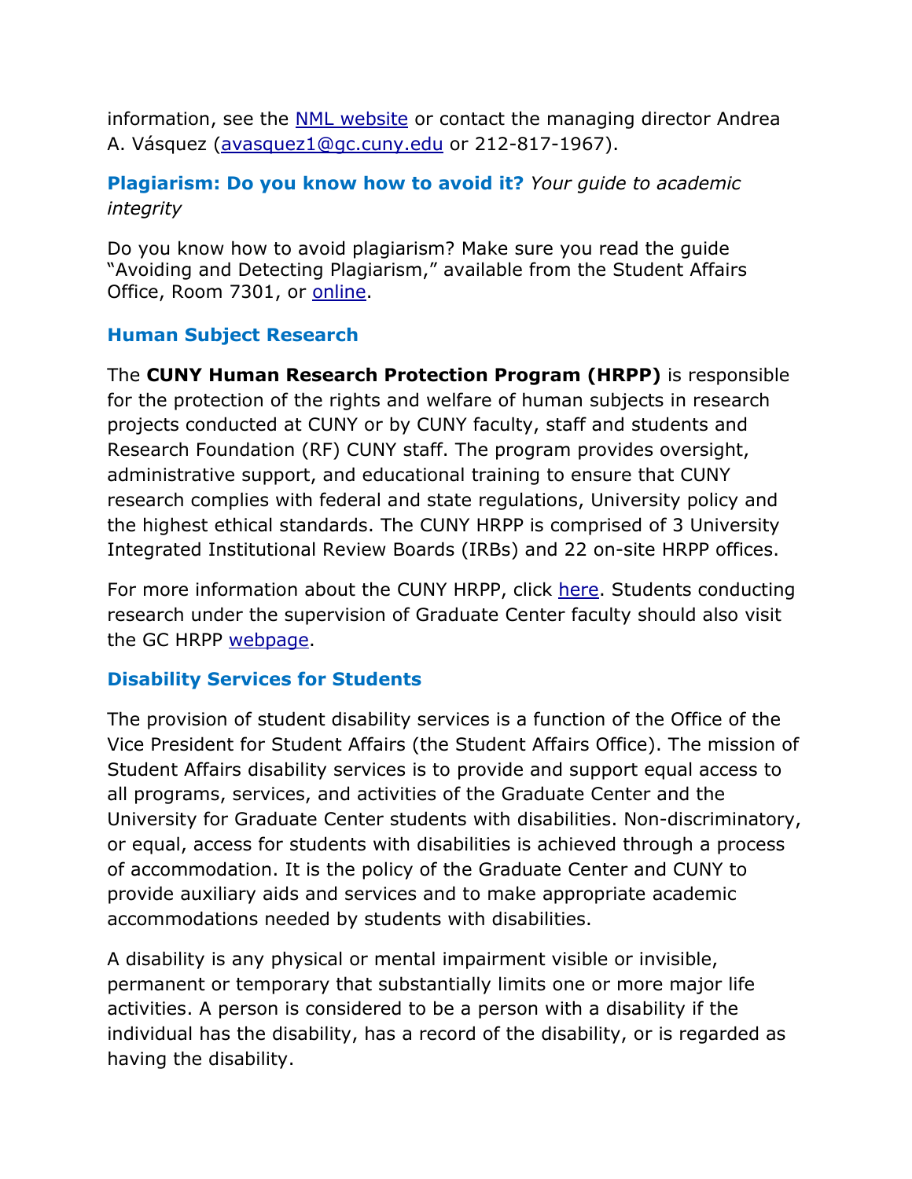information, see the [NML website]() or contact the managing director Andrea A. Vásquez ([avasquez1@gc.cuny.edu](mailto:avasquez1@gc.cuny.edu) or 212-817-1967).

### **Plagiarism: Do you know how to avoid it?** *Your guide to academic integrity*

Do you know how to avoid plagiarism? Make sure you read the guide "Avoiding and Detecting Plagiarism," available from the Student Affairs Office, Room 7301, or [online]().

### Human Subject Research

The **CUNY Human Research Protection Program (HRPP)** is responsible for the protection of the rights and welfare of human subjects in research projects conducted at CUNY or by CUNY faculty, staff and students and Research Foundation (RF) CUNY staff. The program provides oversight, administrative support, and educational training to ensure that CUNY research complies with federal and state regulations, University policy and the highest ethical standards. The CUNY HRPP is comprised of 3 University Integrated Institutional Review Boards (IRBs) and 22 on-site HRPP offices.

For more information about the CUNY HRPP, click [here](). Students conducting research under the supervision of Graduate Center faculty should also visit the GC HRPP [webpage]().

### Disability Services for Students

The provision of student disability services is a function of the Office of the Vice President for Student Affairs (the Student Affairs Office). The mission of Student Affairs disability services is to provide and support equal access to all programs, services, and activities of the Graduate Center and the University for Graduate Center students with disabilities. Non-discriminatory, or equal, access for students with disabilities is achieved through a process of accommodation. It is the policy of the Graduate Center and CUNY to provide auxiliary aids and services and to make appropriate academic accommodations needed by students with disabilities.

A disability is any physical or mental impairment visible or invisible, permanent or temporary that substantially limits one or more major life activities. A person is considered to be a person with a disability if the individual has the disability, has a record of the disability, or is regarded as having the disability.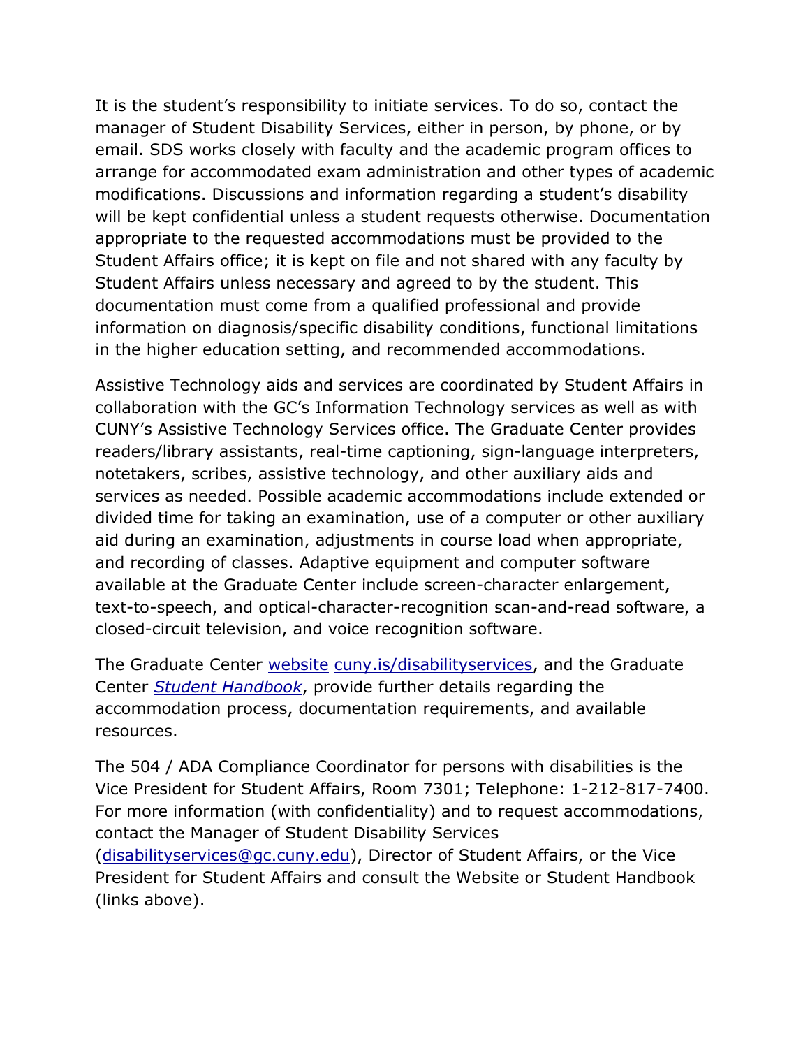It is the student's responsibility to initiate services. To do so, contact the manager of Student Disability Services, either in person, by phone, or by email. SDS works closely with faculty and the academic program offices to arrange for accommodated exam administration and other types of academic modifications. Discussions and information regarding a student's disability will be kept confidential unless a student requests otherwise. Documentation appropriate to the requested accommodations must be provided to the Student Affairs office; it is kept on file and not shared with any faculty by Student Affairs unless necessary and agreed to by the student. This documentation must come from a qualified professional and provide information on diagnosis/specific disability conditions, functional limitations in the higher education setting, and recommended accommodations.

Assistive Technology aids and services are coordinated by Student Affairs in collaboration with the GC's Information Technology services as well as with CUNY's Assistive Technology Services office. The Graduate Center provides readers/library assistants, real-time captioning, sign-language interpreters, notetakers, scribes, assistive technology, and other auxiliary aids and services as needed. Possible academic accommodations include extended or divided time for taking an examination, use of a computer or other auxiliary aid during an examination, adjustments in course load when appropriate, and recording of classes. Adaptive equipment and computer software available at the Graduate Center include screen-character enlargement, text-to-speech, and optical-character-recognition scan-and-read software, a closed-circuit television, and voice recognition software.

The Graduate Center website cuny.is/disabilityservices, and the Graduate Center *Student Handbook*, provide further details regarding the accommodation process, documentation requirements, and available resources.

The 504 / ADA Compliance Coordinator for persons with disabilities is the Vice President for Student Affairs, Room 7301; Telephone: 1-212-817-7400. For more information (with confidentiality) and to request accommodations, contact the Manager of Student Disability Services (disabilityservices@gc.cuny.edu), Director of Student Affairs, or the Vice President for Student Affairs and consult the Website or Student Handbook (links above).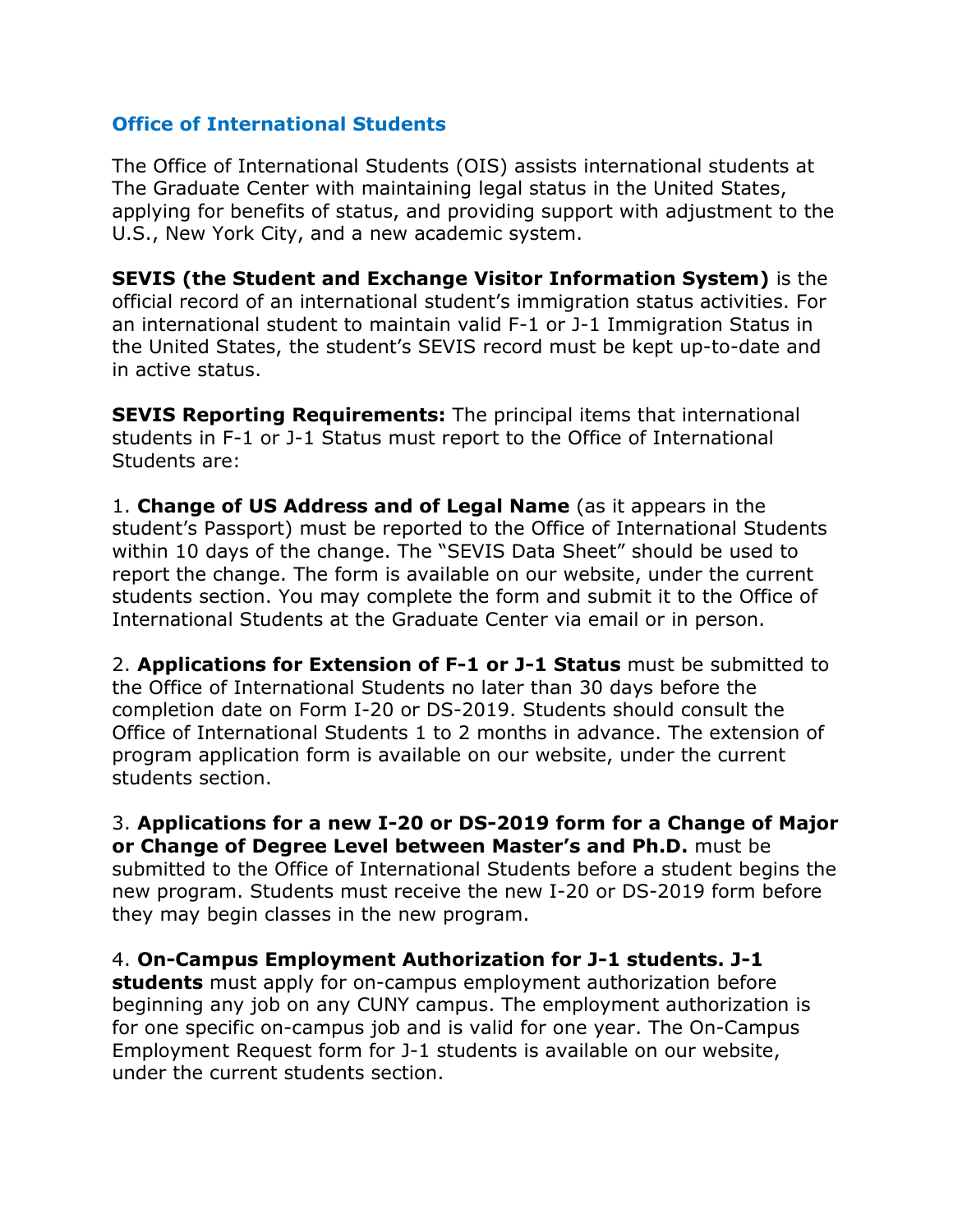## Office of International Students

The Office of International Students (OIS) assists international students at The Graduate Center with maintaining legal status in the United States, applying for benefits of status, and providing support with adjustment to the U.S., New York City, and a new academic system.

**SEVIS (the Student and Exchange Visitor Information System)** is the official record of an international student's immigration status activities. For an international student to maintain valid F-1 or J-1 Immigration Status in the United States, the student's SEVIS record must be kept up-to-date and in active status.

**SEVIS Reporting Requirements:** The principal items that international students in F-1 or J-1 Status must report to the Office of International Students are:

1. **Change of US Address and of Legal Name** (as it appears in the student's Passport) must be reported to the Office of International Students within 10 days of the change. The "SEVIS Data Sheet" should be used to report the change. The form is available on our website, under the current students section. You may complete the form and submit it to the Office of International Students at the Graduate Center via email or in person.

2. **Applications for Extension of F-1 or J-1 Status** must be submitted to the Office of International Students no later than 30 days before the completion date on Form I-20 or DS-2019. Students should consult the Office of International Students 1 to 2 months in advance. The extension of program application form is available on our website, under the current students section.

3. **Applications for a new I-20 or DS-2019 form for a Change of Major or Change of Degree Level between Master's and Ph.D.** must be submitted to the Office of International Students before a student begins the new program. Students must receive the new I-20 or DS-2019 form before they may begin classes in the new program.

4. **On-Campus Employment Authorization for J-1 students. J-1 students** must apply for on-campus employment authorization before beginning any job on any CUNY campus. The employment authorization is for one specific on-campus job and is valid for one year. The On-Campus Employment Request form for J-1 students is available on our website, under the current students section.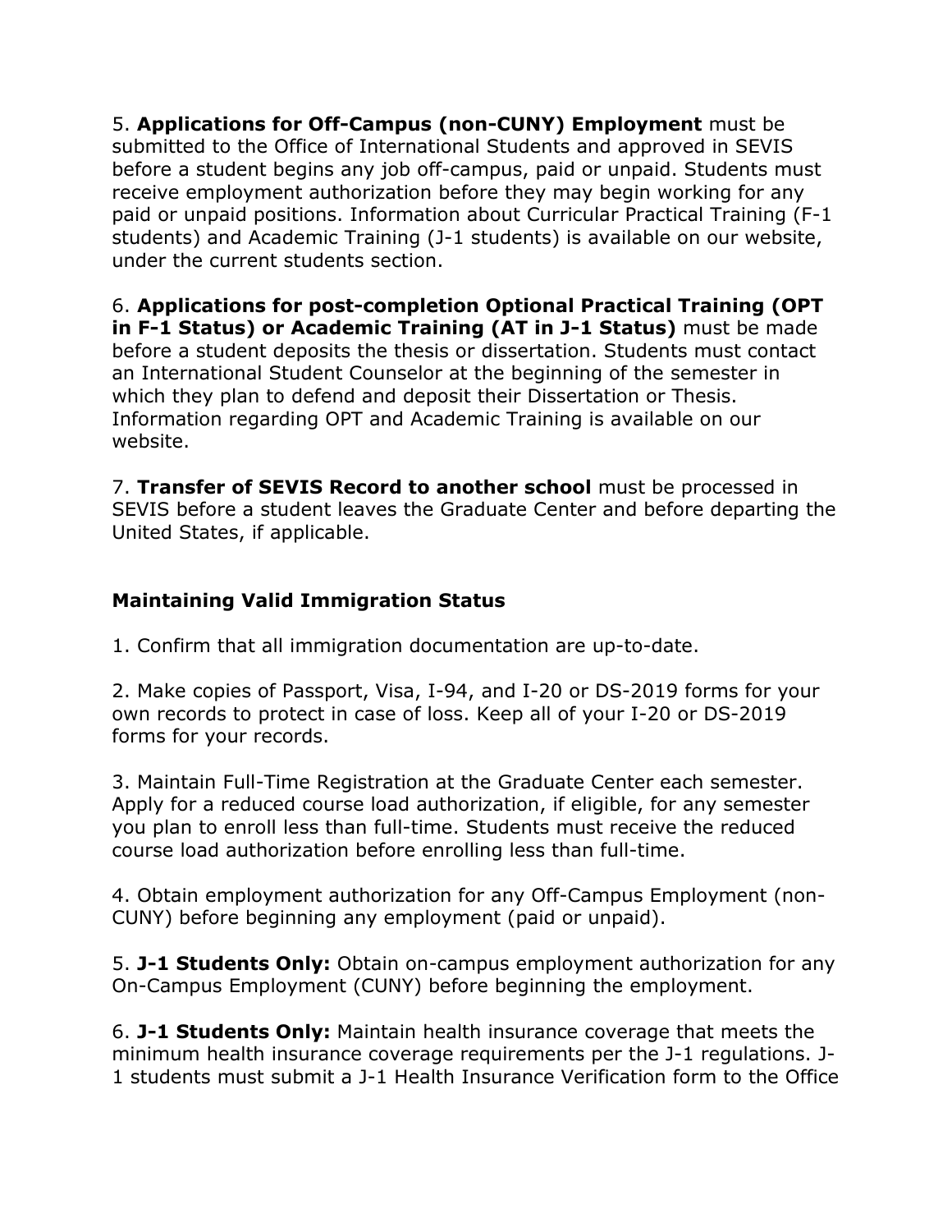5. **Applications for Off-Campus (non-CUNY) Employment** must be submitted to the Office of International Students and approved in SEVIS before a student begins any job off-campus, paid or unpaid. Students must receive employment authorization before they may begin working for any paid or unpaid positions. Information about Curricular Practical Training (F-1 students) and Academic Training (J-1 students) is available on our website, under the current students section.

6. **Applications for post-completion Optional Practical Training (OPT in F-1 Status) or Academic Training (AT in J-1 Status)** must be made before a student deposits the thesis or dissertation. Students must contact an International Student Counselor at the beginning of the semester in which they plan to defend and deposit their Dissertation or Thesis. Information regarding OPT and Academic Training is available on our website.

7. **Transfer of SEVIS Record to another school** must be processed in SEVIS before a student leaves the Graduate Center and before departing the United States, if applicable.

### Maintaining Valid Immigration Status

1. Confirm that all immigration documentation are up-to-date.

2. Make copies of Passport, Visa, I-94, and I-20 or DS-2019 forms for your own records to protect in case of loss. Keep all of your I-20 or DS-2019 forms for your records.

3. Maintain Full-Time Registration at the Graduate Center each semester. Apply for a reduced course load authorization, if eligible, for any semester you plan to enroll less than full-time. Students must receive the reduced course load authorization before enrolling less than full-time.

4. Obtain employment authorization for any Off-Campus Employment (non-CUNY) before beginning any employment (paid or unpaid).

5. **J-1 Students Only:** Obtain on-campus employment authorization for any On-Campus Employment (CUNY) before beginning the employment.

6. **J-1 Students Only:** Maintain health insurance coverage that meets the minimum health insurance coverage requirements per the J-1 regulations. J-1 students must submit a J-1 Health Insurance Verification form to the Office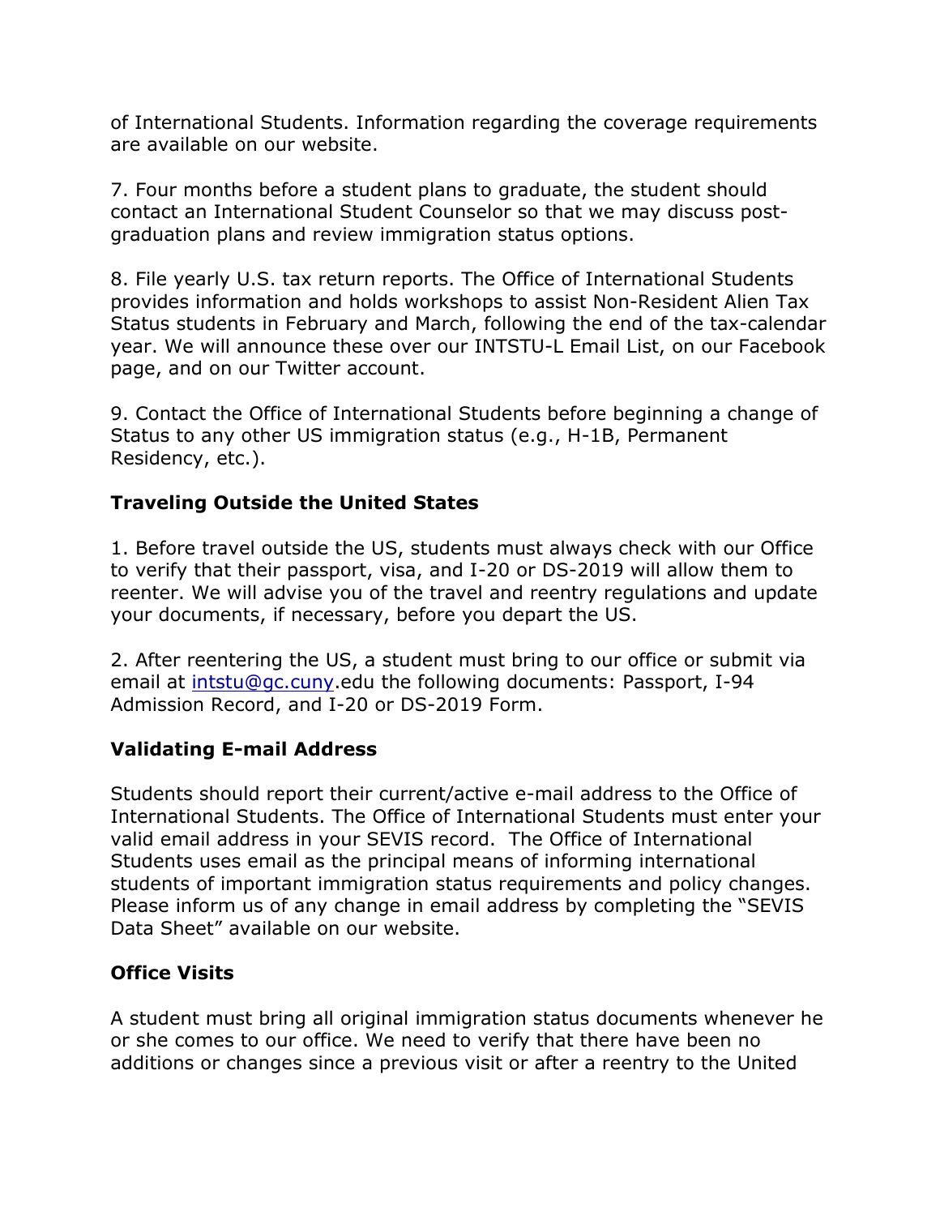of International Students. Information regarding the coverage requirements are available on our website.

7. Four months before a student plans to graduate, the student should contact an International Student Counselor so that we may discuss post-graduation plans and review immigration status options.

8. File yearly U.S. tax return reports. The Office of International Students provides information and holds workshops to assist Non-Resident Alien Tax Status students in February and March, following the end of the tax-calendar year. We will announce these over our INTSTU-L Email List, on our Facebook page, and on our Twitter account.

9. Contact the Office of International Students before beginning a change of Status to any other US immigration status (e.g., H-1B, Permanent Residency, etc.).

### Traveling Outside the United States

1. Before travel outside the US, students must always check with our Office to verify that their passport, visa, and I-20 or DS-2019 will allow them to reenter. We will advise you of the travel and reentry regulations and update your documents, if necessary, before you depart the US.

2. After reentering the US, a student must bring to our office or submit via email at intstu@gc.cuny.edu the following documents: Passport, I-94 Admission Record, and I-20 or DS-2019 Form.

### Validating E-mail Address

Students should report their current/active e-mail address to the Office of International Students. The Office of International Students must enter your valid email address in your SEVIS record. The Office of International Students uses email as the principal means of informing international students of important immigration status requirements and policy changes. Please inform us of any change in email address by completing the "SEVIS Data Sheet" available on our website.

### Office Visits

A student must bring all original immigration status documents whenever he or she comes to our office. We need to verify that there have been no additions or changes since a previous visit or after a reentry to the United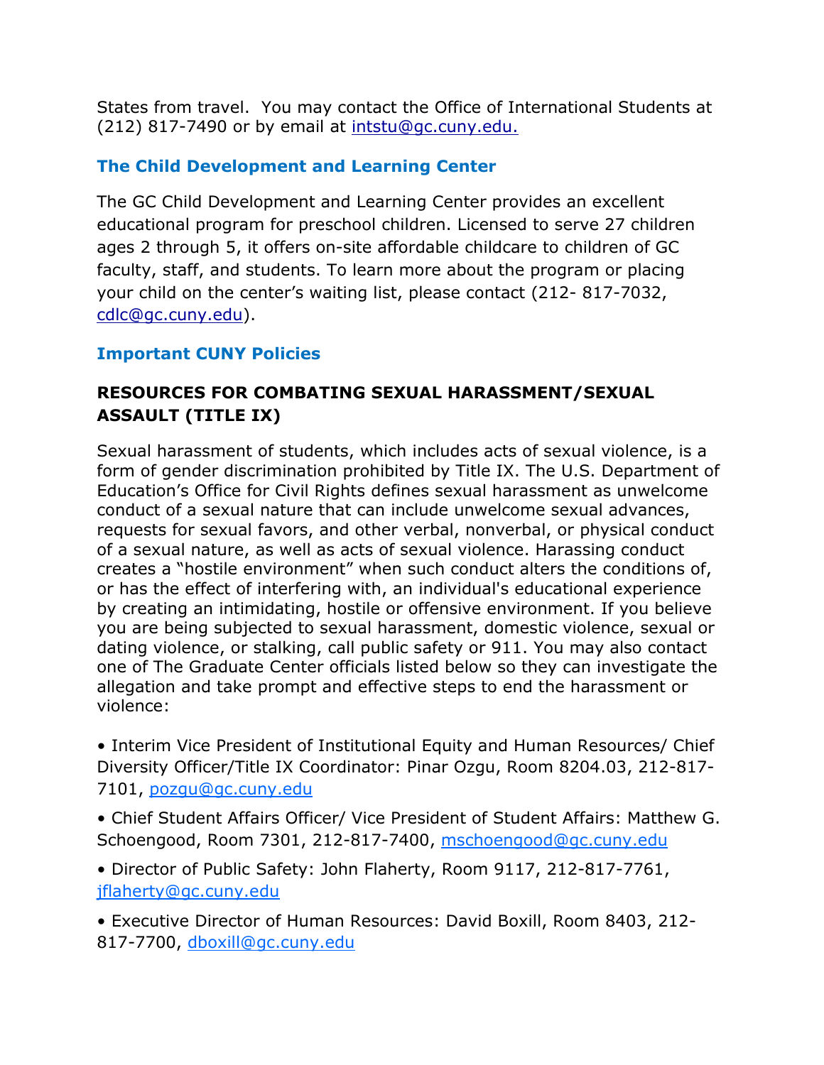States from travel.  You may contact the Office of International Students at (212) 817-7490 or by email at intstu@gc.cuny.edu.

### The Child Development and Learning Center

The GC Child Development and Learning Center provides an excellent educational program for preschool children. Licensed to serve 27 children ages 2 through 5, it offers on-site affordable childcare to children of GC faculty, staff, and students. To learn more about the program or placing your child on the center's waiting list, please contact (212- 817-7032, cdlc@gc.cuny.edu).

### Important CUNY Policies

#### RESOURCES FOR COMBATING SEXUAL HARASSMENT/SEXUAL ASSAULT (TITLE IX)

Sexual harassment of students, which includes acts of sexual violence, is a form of gender discrimination prohibited by Title IX. The U.S. Department of Education's Office for Civil Rights defines sexual harassment as unwelcome conduct of a sexual nature that can include unwelcome sexual advances, requests for sexual favors, and other verbal, nonverbal, or physical conduct of a sexual nature, as well as acts of sexual violence. Harassing conduct creates a "hostile environment" when such conduct alters the conditions of, or has the effect of interfering with, an individual's educational experience by creating an intimidating, hostile or offensive environment. If you believe you are being subjected to sexual harassment, domestic violence, sexual or dating violence, or stalking, call public safety or 911. You may also contact one of The Graduate Center officials listed below so they can investigate the allegation and take prompt and effective steps to end the harassment or violence:

- Interim Vice President of Institutional Equity and Human Resources/ Chief Diversity Officer/Title IX Coordinator: Pinar Ozgu, Room 8204.03, 212-817-7101, pozgu@gc.cuny.edu
- Chief Student Affairs Officer/ Vice President of Student Affairs: Matthew G. Schoengood, Room 7301, 212-817-7400, mschoengood@gc.cuny.edu
- Director of Public Safety: John Flaherty, Room 9117, 212-817-7761, jflaherty@gc.cuny.edu
- Executive Director of Human Resources: David Boxill, Room 8403, 212-817-7700, dboxill@gc.cuny.edu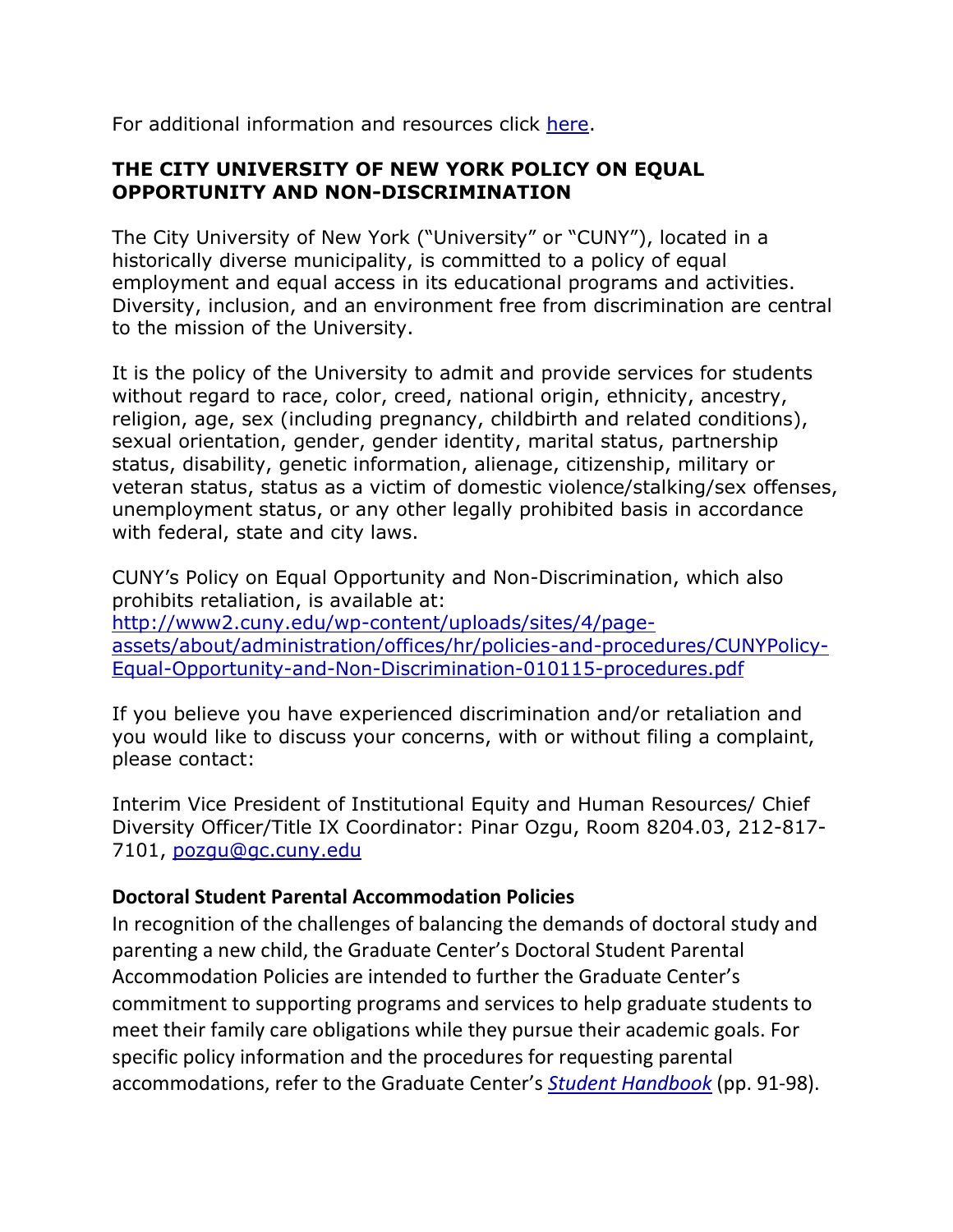For additional information and resources click [here](#).

**THE CITY UNIVERSITY OF NEW YORK POLICY ON EQUAL OPPORTUNITY AND NON-DISCRIMINATION**

The City University of New York ("University" or "CUNY"), located in a historically diverse municipality, is committed to a policy of equal employment and equal access in its educational programs and activities. Diversity, inclusion, and an environment free from discrimination are central to the mission of the University.

It is the policy of the University to admit and provide services for students without regard to race, color, creed, national origin, ethnicity, ancestry, religion, age, sex (including pregnancy, childbirth and related conditions), sexual orientation, gender, gender identity, marital status, partnership status, disability, genetic information, alienage, citizenship, military or veteran status, status as a victim of domestic violence/stalking/sex offenses, unemployment status, or any other legally prohibited basis in accordance with federal, state and city laws.

CUNY's Policy on Equal Opportunity and Non-Discrimination, which also prohibits retaliation, is available at: http://www2.cuny.edu/wp-content/uploads/sites/4/page-assets/about/administration/offices/hr/policies-and-procedures/CUNYPolicy-Equal-Opportunity-and-Non-Discrimination-010115-procedures.pdf

If you believe you have experienced discrimination and/or retaliation and you would like to discuss your concerns, with or without filing a complaint, please contact:

Interim Vice President of Institutional Equity and Human Resources/ Chief Diversity Officer/Title IX Coordinator: Pinar Ozgu, Room 8204.03, 212-817-7101, pozgu@gc.cuny.edu

**Doctoral Student Parental Accommodation Policies**

In recognition of the challenges of balancing the demands of doctoral study and parenting a new child, the Graduate Center's Doctoral Student Parental Accommodation Policies are intended to further the Graduate Center's commitment to supporting programs and services to help graduate students to meet their family care obligations while they pursue their academic goals. For specific policy information and the procedures for requesting parental accommodations, refer to the Graduate Center's *Student Handbook* (pp. 91-98).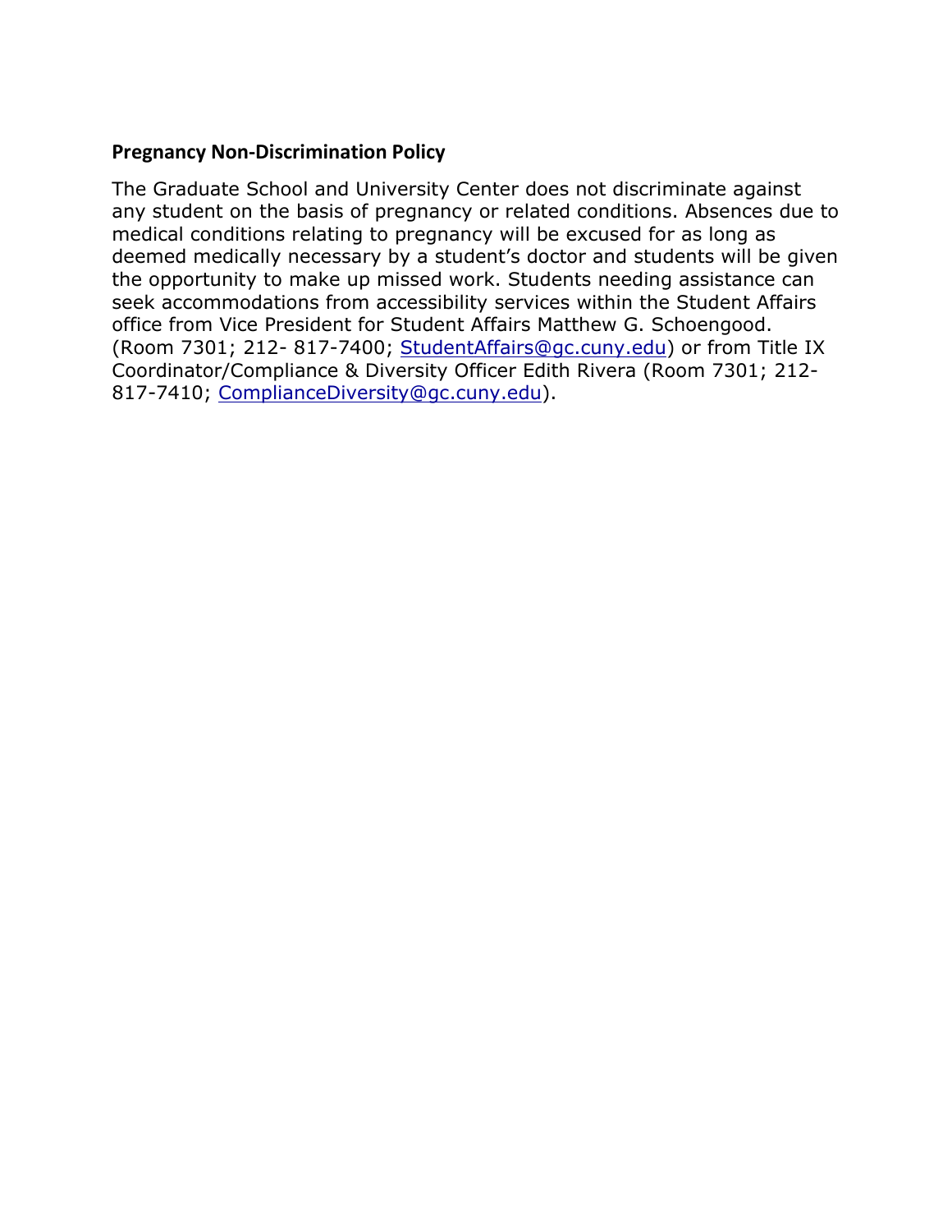**Pregnancy Non-Discrimination Policy**

The Graduate School and University Center does not discriminate against any student on the basis of pregnancy or related conditions. Absences due to medical conditions relating to pregnancy will be excused for as long as deemed medically necessary by a student's doctor and students will be given the opportunity to make up missed work. Students needing assistance can seek accommodations from accessibility services within the Student Affairs office from Vice President for Student Affairs Matthew G. Schoengood. (Room 7301; 212- 817-7400; StudentAffairs@gc.cuny.edu) or from Title IX Coordinator/Compliance & Diversity Officer Edith Rivera (Room 7301; 212-817-7410; ComplianceDiversity@gc.cuny.edu).